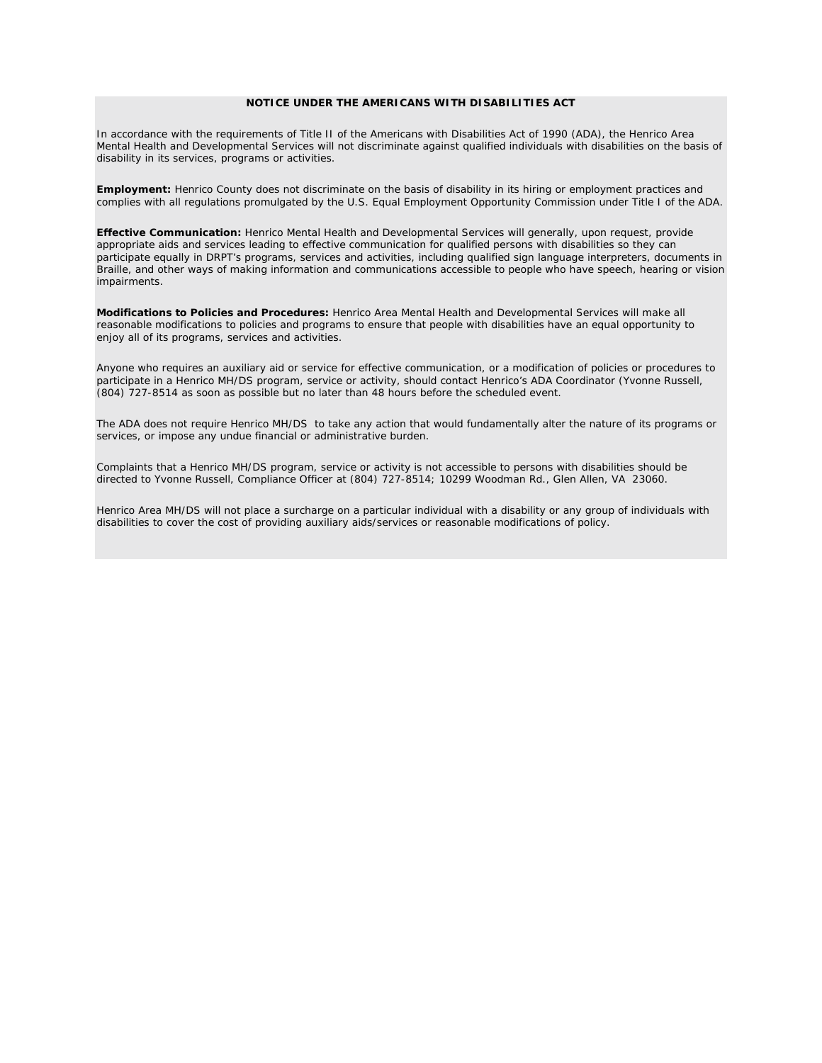**NOTICE UNDER THE AMERICANS WITH DISABILITIES ACT**

In accordance with the requirements of Title II of the Americans with Disabilities Act of 1990 (ADA), the Henrico Area Mental Health and Developmental Services will not discriminate against qualified individuals with disabilities on the basis of disability in its services, programs or activities.

**Employment:** Henrico County does not discriminate on the basis of disability in its hiring or employment practices and complies with all regulations promulgated by the U.S. Equal Employment Opportunity Commission under Title I of the ADA.

**Effective Communication:** Henrico Mental Health and Developmental Services will generally, upon request, provide appropriate aids and services leading to effective communication for qualified persons with disabilities so they can participate equally in DRPT's programs, services and activities, including qualified sign language interpreters, documents in Braille, and other ways of making information and communications accessible to people who have speech, hearing or vision impairments.

**Modifications to Policies and Procedures:** Henrico Area Mental Health and Developmental Services will make all reasonable modifications to policies and programs to ensure that people with disabilities have an equal opportunity to enjoy all of its programs, services and activities.

Anyone who requires an auxiliary aid or service for effective communication, or a modification of policies or procedures to participate in a Henrico MH/DS program, service or activity, should contact Henrico's ADA Coordinator (Yvonne Russell, (804) 727-8514 as soon as possible but no later than 48 hours before the scheduled event.

The ADA does not require Henrico MH/DS to take any action that would fundamentally alter the nature of its programs or services, or impose any undue financial or administrative burden.

Complaints that a Henrico MH/DS program, service or activity is not accessible to persons with disabilities should be directed to Yvonne Russell, Compliance Officer at (804) 727-8514; 10299 Woodman Rd., Glen Allen, VA 23060.

Henrico Area MH/DS will not place a surcharge on a particular individual with a disability or any group of individuals with disabilities to cover the cost of providing auxiliary aids/services or reasonable modifications of policy.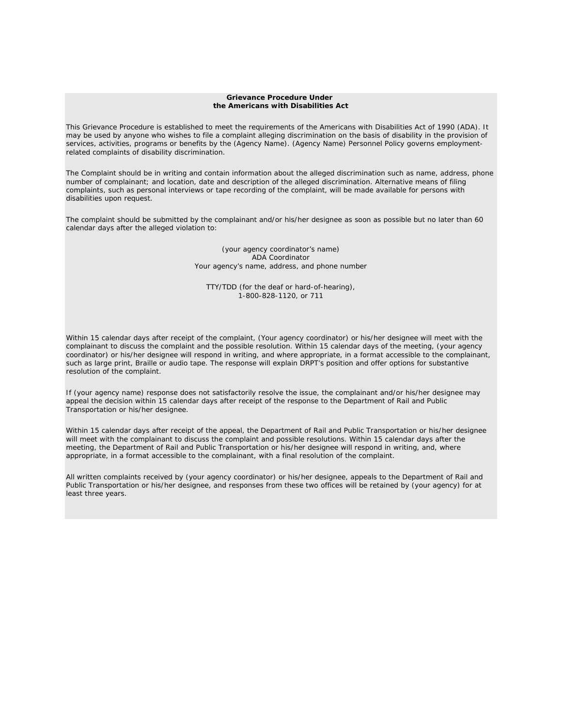**Grievance Procedure Under**
**the Americans with Disabilities Act**

This Grievance Procedure is established to meet the requirements of the Americans with Disabilities Act of 1990 (ADA). It may be used by anyone who wishes to file a complaint alleging discrimination on the basis of disability in the provision of services, activities, programs or benefits by the (Agency Name). (Agency Name) Personnel Policy governs employment-related complaints of disability discrimination.

The Complaint should be in writing and contain information about the alleged discrimination such as name, address, phone number of complainant; and location, date and description of the alleged discrimination. Alternative means of filing complaints, such as personal interviews or tape recording of the complaint, will be made available for persons with disabilities upon request.

The complaint should be submitted by the complainant and/or his/her designee as soon as possible but no later than 60 calendar days after the alleged violation to:

(your agency coordinator's name)
ADA Coordinator
Your agency's name, address, and phone number

TTY/TDD (for the deaf or hard-of-hearing),
1-800-828-1120, or 711

Within 15 calendar days after receipt of the complaint, (Your agency coordinator) or his/her designee will meet with the complainant to discuss the complaint and the possible resolution. Within 15 calendar days of the meeting, (your agency coordinator) or his/her designee will respond in writing, and where appropriate, in a format accessible to the complainant, such as large print, Braille or audio tape. The response will explain DRPT's position and offer options for substantive resolution of the complaint.

If (your agency name) response does not satisfactorily resolve the issue, the complainant and/or his/her designee may appeal the decision within 15 calendar days after receipt of the response to the Department of Rail and Public Transportation or his/her designee.

Within 15 calendar days after receipt of the appeal, the Department of Rail and Public Transportation or his/her designee will meet with the complainant to discuss the complaint and possible resolutions. Within 15 calendar days after the meeting, the Department of Rail and Public Transportation or his/her designee will respond in writing, and, where appropriate, in a format accessible to the complainant, with a final resolution of the complaint.

All written complaints received by (your agency coordinator) or his/her designee, appeals to the Department of Rail and Public Transportation or his/her designee, and responses from these two offices will be retained by (your agency) for at least three years.